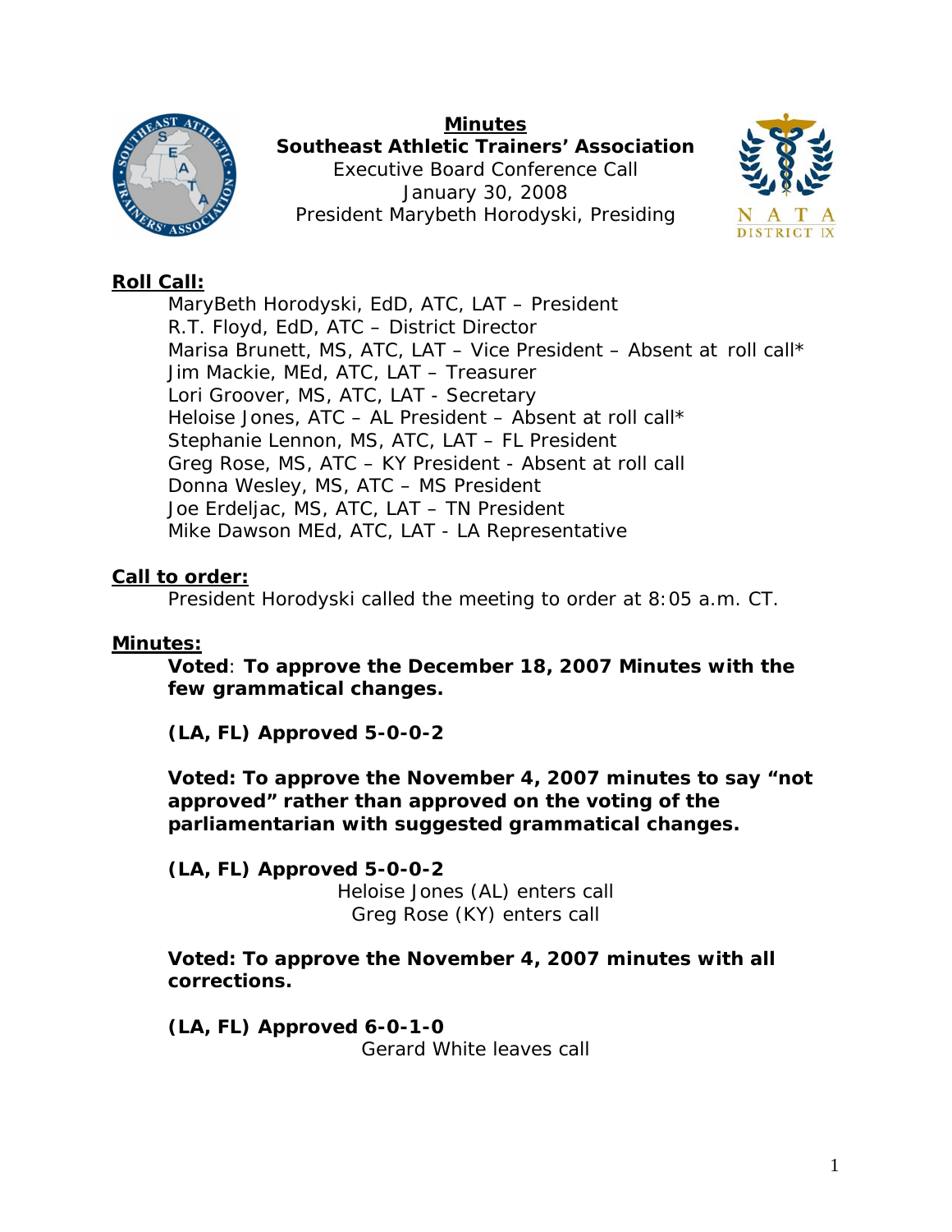# Minutes

**Southeast Athletic Trainers' Association**
Executive Board Conference Call
January 30, 2008
President Marybeth Horodyski, Presiding

## Roll Call:

MaryBeth Horodyski, EdD, ATC, LAT – President
R.T. Floyd, EdD, ATC – District Director
Marisa Brunett, MS, ATC, LAT – Vice President – Absent at roll call*
Jim Mackie, MEd, ATC, LAT – Treasurer
Lori Groover, MS, ATC, LAT - Secretary
Heloise Jones, ATC – AL President – Absent at roll call*
Stephanie Lennon, MS, ATC, LAT – FL President
Greg Rose, MS, ATC – KY President - Absent at roll call
Donna Wesley, MS, ATC – MS President
Joe Erdeljac, MS, ATC, LAT – TN President
Mike Dawson MEd, ATC, LAT - LA Representative

## Call to order:

President Horodyski called the meeting to order at 8:05 a.m. CT.

## Minutes:

**Voted**: **To approve the December 18, 2007 Minutes with the few grammatical changes.**

**(LA, FL) Approved 5-0-0-2**

**Voted: To approve the November 4, 2007 minutes to say "not approved" rather than approved on the voting of the parliamentarian with suggested grammatical changes.**

**(LA, FL) Approved 5-0-0-2**

Heloise Jones (AL) enters call
Greg Rose (KY) enters call

**Voted: To approve the November 4, 2007 minutes with all corrections.**

**(LA, FL) Approved 6-0-1-0**

Gerard White leaves call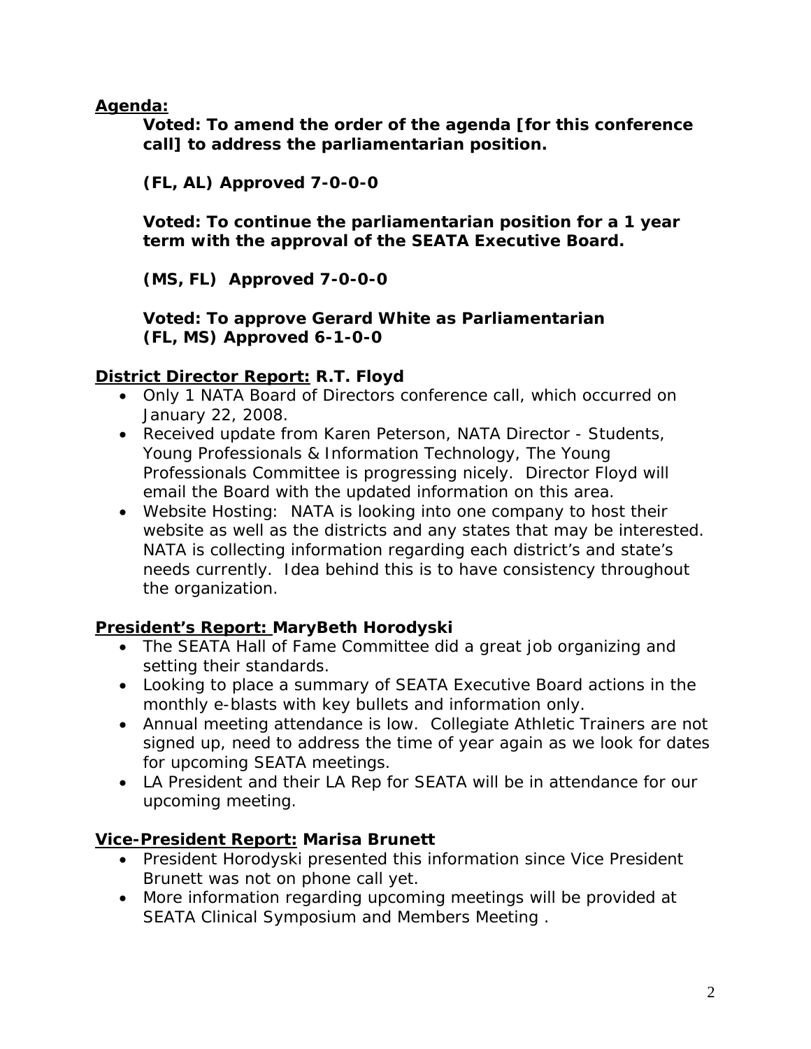**Agenda:**

**Voted: To amend the order of the agenda [for this conference call] to address the parliamentarian position.**

**(FL, AL) Approved 7-0-0-0**

**Voted: To continue the parliamentarian position for a 1 year term with the approval of the SEATA Executive Board.**

**(MS, FL) Approved 7-0-0-0**

**Voted: To approve Gerard White as Parliamentarian**
**(FL, MS) Approved 6-1-0-0**

**District Director Report: R.T. Floyd**

- Only 1 NATA Board of Directors conference call, which occurred on January 22, 2008.
- Received update from Karen Peterson, NATA Director - Students, Young Professionals & Information Technology, The Young Professionals Committee is progressing nicely. Director Floyd will email the Board with the updated information on this area.
- Website Hosting: NATA is looking into one company to host their website as well as the districts and any states that may be interested. NATA is collecting information regarding each district's and state's needs currently. Idea behind this is to have consistency throughout the organization.

**President's Report: MaryBeth Horodyski**

- The SEATA Hall of Fame Committee did a great job organizing and setting their standards.
- Looking to place a summary of SEATA Executive Board actions in the monthly e-blasts with key bullets and information only.
- Annual meeting attendance is low. Collegiate Athletic Trainers are not signed up, need to address the time of year again as we look for dates for upcoming SEATA meetings.
- LA President and their LA Rep for SEATA will be in attendance for our upcoming meeting.

**Vice-President Report: Marisa Brunett**

- President Horodyski presented this information since Vice President Brunett was not on phone call yet.
- More information regarding upcoming meetings will be provided at SEATA Clinical Symposium and Members Meeting .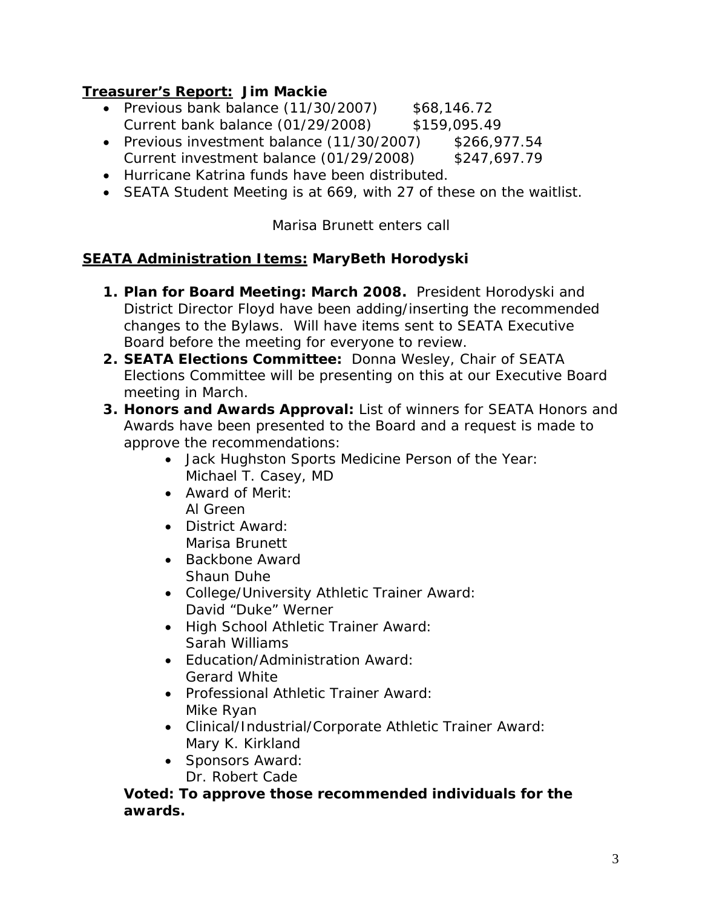**<u>Treasurer's Report:</u> Jim Mackie**

- Previous bank balance (11/30/2007) $68,146.72
  Current bank balance (01/29/2008) $159,095.49
- Previous investment balance (11/30/2007) $266,977.54
  Current investment balance (01/29/2008) $247,697.79
- Hurricane Katrina funds have been distributed.
- SEATA Student Meeting is at 669, with 27 of these on the waitlist.

Marisa Brunett enters call

**<u>SEATA Administration Items:</u> MaryBeth Horodyski**

1. **Plan for Board Meeting: March 2008.** President Horodyski and District Director Floyd have been adding/inserting the recommended changes to the Bylaws. Will have items sent to SEATA Executive Board before the meeting for everyone to review.
2. **SEATA Elections Committee:** Donna Wesley, Chair of SEATA Elections Committee will be presenting on this at our Executive Board meeting in March.
3. **Honors and Awards Approval:** List of winners for SEATA Honors and Awards have been presented to the Board and a request is made to approve the recommendations:
   - Jack Hughston Sports Medicine Person of the Year:
     Michael T. Casey, MD
   - Award of Merit:
     Al Green
   - District Award:
     Marisa Brunett
   - Backbone Award
     Shaun Duhe
   - College/University Athletic Trainer Award:
     David "Duke" Werner
   - High School Athletic Trainer Award:
     Sarah Williams
   - Education/Administration Award:
     Gerard White
   - Professional Athletic Trainer Award:
     Mike Ryan
   - Clinical/Industrial/Corporate Athletic Trainer Award:
     Mary K. Kirkland
   - Sponsors Award:
     Dr. Robert Cade

   **Voted: To approve those recommended individuals for the awards.**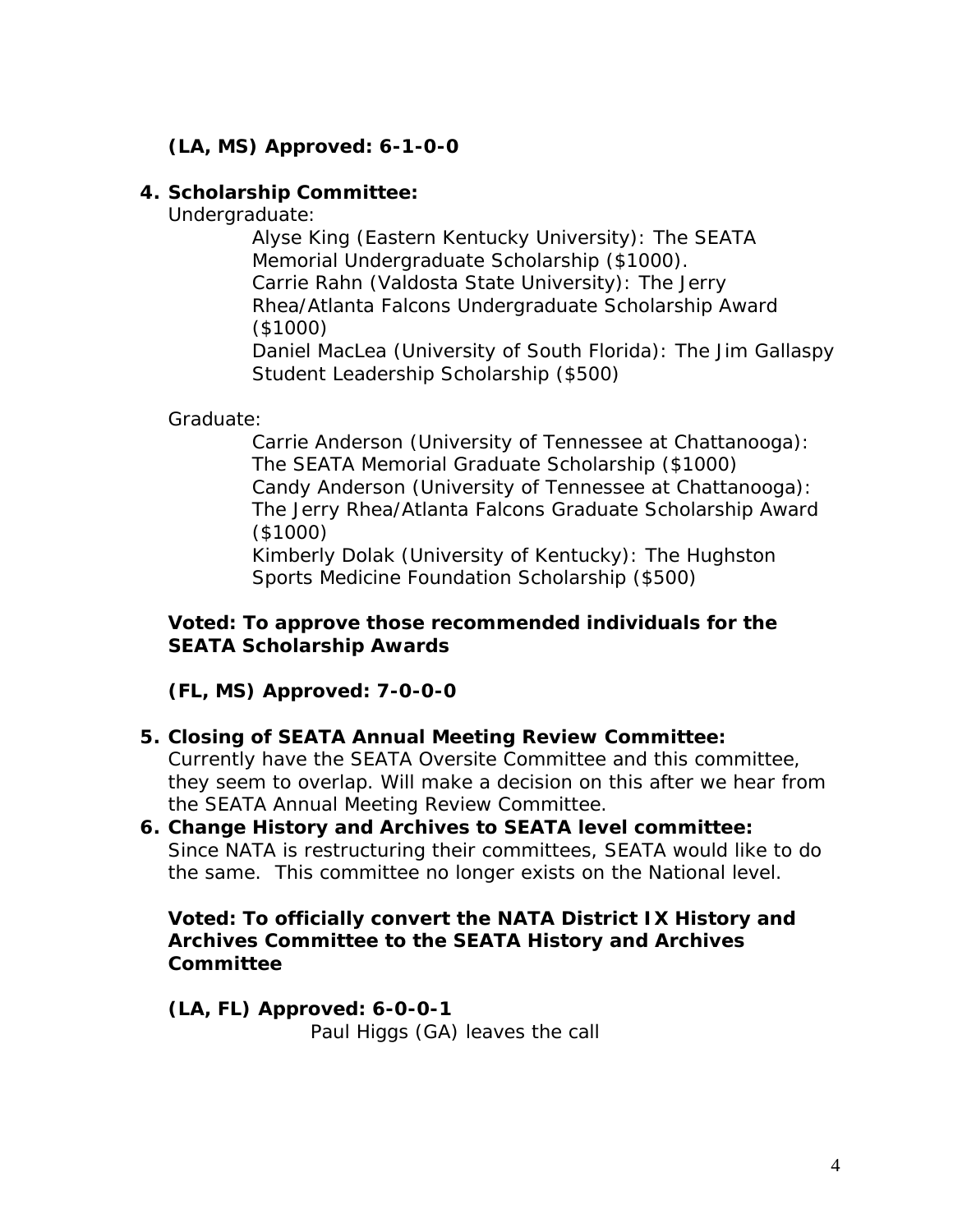**(LA, MS) Approved: 6-1-0-0**

4. **Scholarship Committee:**

   Undergraduate:

   Alyse King (Eastern Kentucky University): The SEATA Memorial Undergraduate Scholarship ($1000).
   Carrie Rahn (Valdosta State University): The Jerry Rhea/Atlanta Falcons Undergraduate Scholarship Award ($1000)
   Daniel MacLea (University of South Florida): The Jim Gallaspy Student Leadership Scholarship ($500)

   Graduate:

   Carrie Anderson (University of Tennessee at Chattanooga): The SEATA Memorial Graduate Scholarship ($1000)
   Candy Anderson (University of Tennessee at Chattanooga): The Jerry Rhea/Atlanta Falcons Graduate Scholarship Award ($1000)
   Kimberly Dolak (University of Kentucky): The Hughston Sports Medicine Foundation Scholarship ($500)

   **Voted: To approve those recommended individuals for the SEATA Scholarship Awards**

   **(FL, MS) Approved: 7-0-0-0**

5. **Closing of SEATA Annual Meeting Review Committee:** Currently have the SEATA Oversite Committee and this committee, they seem to overlap. Will make a decision on this after we hear from the SEATA Annual Meeting Review Committee.
6. **Change History and Archives to SEATA level committee:** Since NATA is restructuring their committees, SEATA would like to do the same. This committee no longer exists on the National level.

   **Voted: To officially convert the NATA District IX History and Archives Committee to the SEATA History and Archives Committee**

   **(LA, FL) Approved: 6-0-0-1**

   Paul Higgs (GA) leaves the call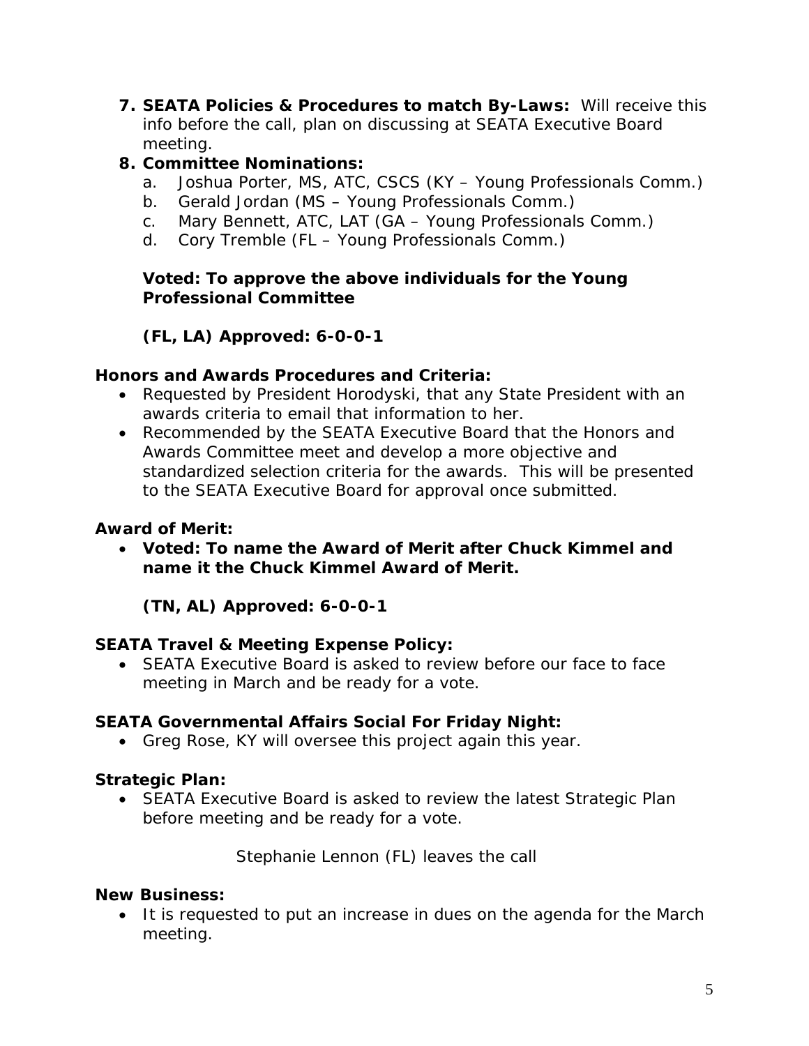7. **SEATA Policies & Procedures to match By-Laws:** Will receive this info before the call, plan on discussing at SEATA Executive Board meeting.
8. **Committee Nominations:**
   a. Joshua Porter, MS, ATC, CSCS (KY – Young Professionals Comm.)
   b. Gerald Jordan (MS – Young Professionals Comm.)
   c. Mary Bennett, ATC, LAT (GA – Young Professionals Comm.)
   d. Cory Tremble (FL – Young Professionals Comm.)

   **Voted: To approve the above individuals for the Young Professional Committee**

   **(FL, LA) Approved: 6-0-0-1**

**Honors and Awards Procedures and Criteria:**

- Requested by President Horodyski, that any State President with an awards criteria to email that information to her.
- Recommended by the SEATA Executive Board that the Honors and Awards Committee meet and develop a more objective and standardized selection criteria for the awards. This will be presented to the SEATA Executive Board for approval once submitted.

**Award of Merit:**

- **Voted: To name the Award of Merit after Chuck Kimmel and name it the Chuck Kimmel Award of Merit.**

  **(TN, AL) Approved: 6-0-0-1**

**SEATA Travel & Meeting Expense Policy:**

- SEATA Executive Board is asked to review before our face to face meeting in March and be ready for a vote.

**SEATA Governmental Affairs Social For Friday Night:**

- Greg Rose, KY will oversee this project again this year.

**Strategic Plan:**

- SEATA Executive Board is asked to review the latest Strategic Plan before meeting and be ready for a vote.

Stephanie Lennon (FL) leaves the call

**New Business:**

- It is requested to put an increase in dues on the agenda for the March meeting.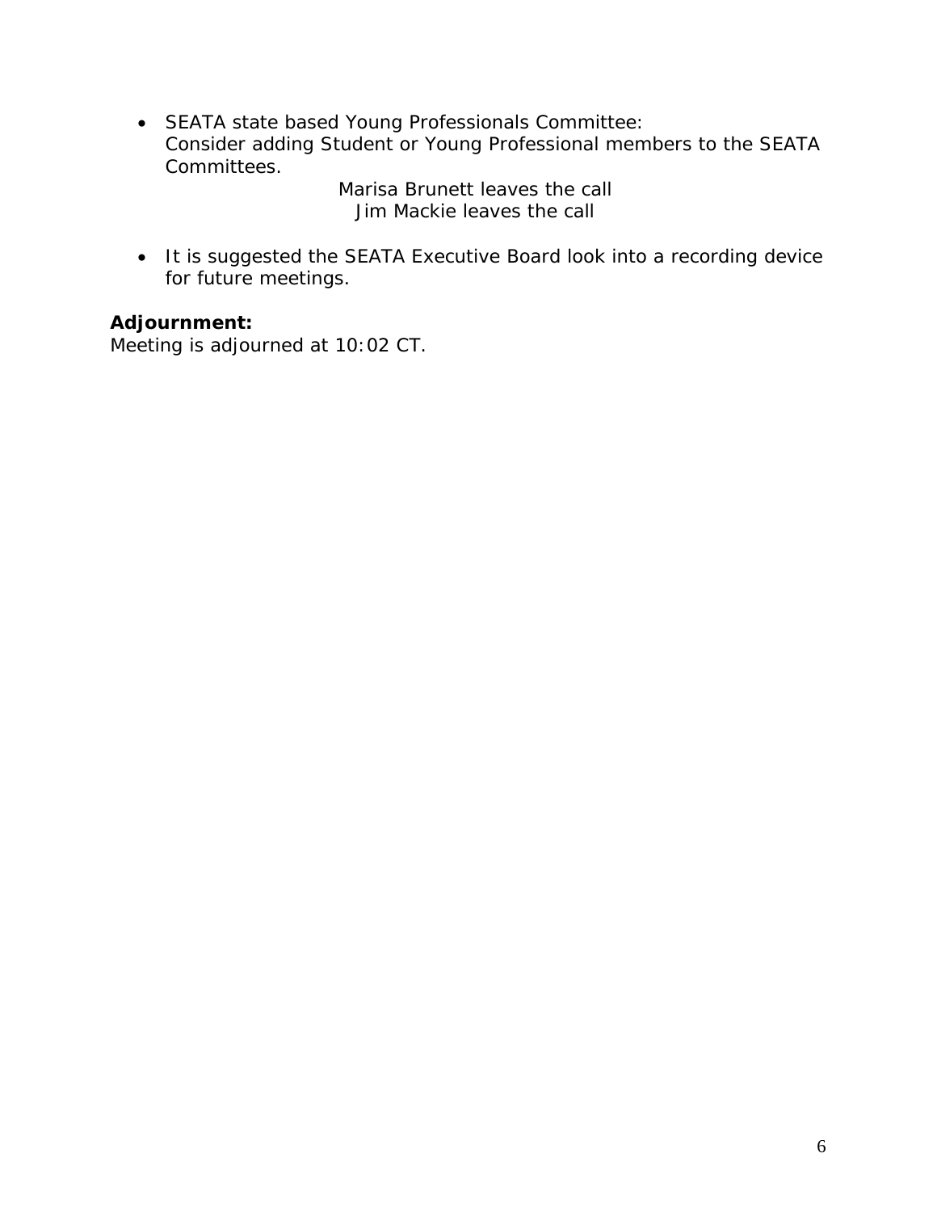- SEATA state based Young Professionals Committee:
  Consider adding Student or Young Professional members to the SEATA Committees.

  Marisa Brunett leaves the call
  Jim Mackie leaves the call

- It is suggested the SEATA Executive Board look into a recording device for future meetings.

**Adjournment:**
Meeting is adjourned at 10:02 CT.